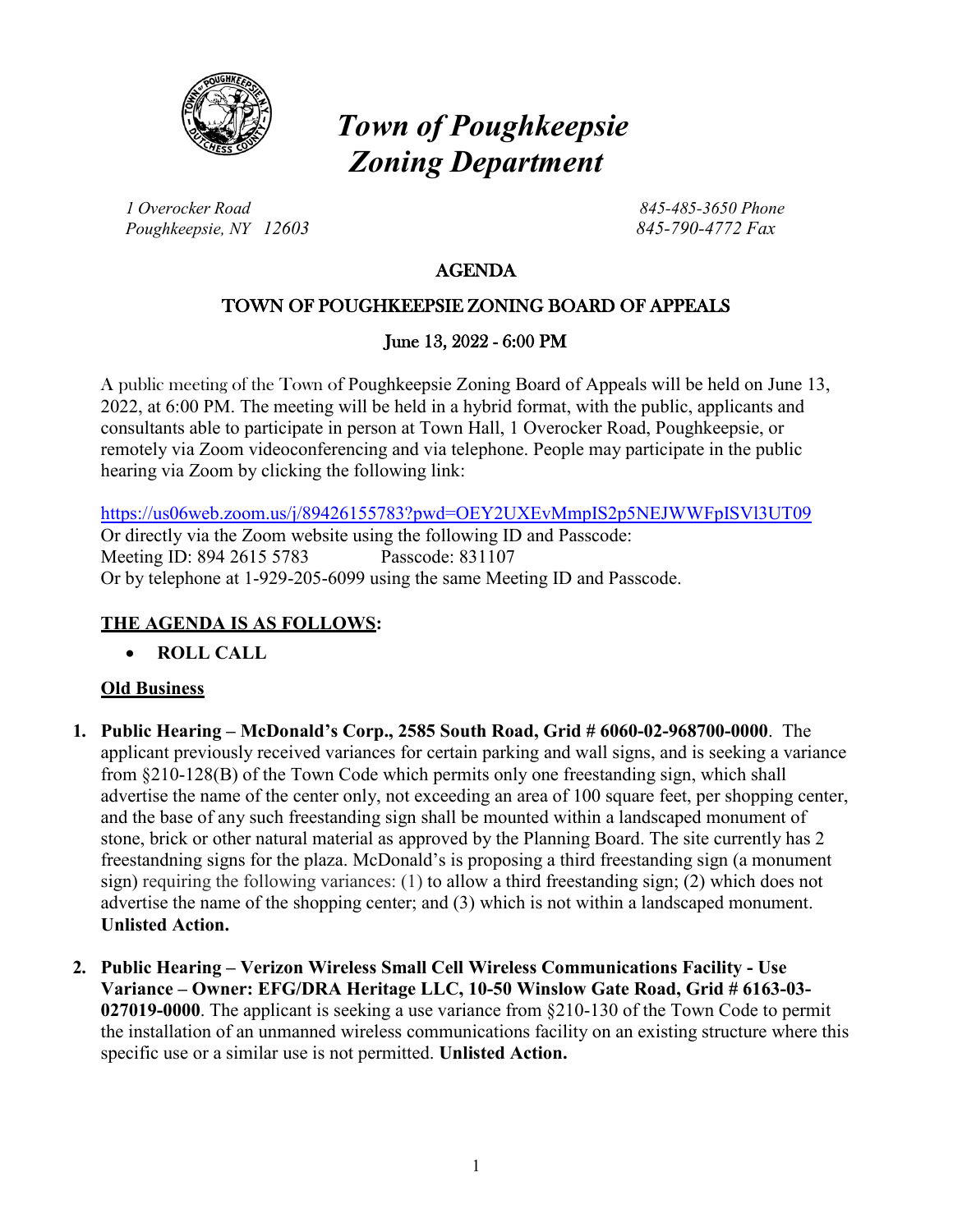# *Town of Poughkeepsie Zoning Department*

*1 Overocker Road*
*Poughkeepsie, NY 12603*

*845-485-3650 Phone*
*845-790-4772 Fax*

## AGENDA

## TOWN OF POUGHKEEPSIE ZONING BOARD OF APPEALS

### June 13, 2022 - 6:00 PM

A public meeting of the Town of Poughkeepsie Zoning Board of Appeals will be held on June 13, 2022, at 6:00 PM. The meeting will be held in a hybrid format, with the public, applicants and consultants able to participate in person at Town Hall, 1 Overocker Road, Poughkeepsie, or remotely via Zoom videoconferencing and via telephone. People may participate in the public hearing via Zoom by clicking the following link:

https://us06web.zoom.us/j/89426155783?pwd=OEY2UXEvMmpIS2p5NEJWWFpISVl3UT09
Or directly via the Zoom website using the following ID and Passcode:
Meeting ID: 894 2615 5783 Passcode: 831107
Or by telephone at 1-929-205-6099 using the same Meeting ID and Passcode.

**THE AGENDA IS AS FOLLOWS:**

- **ROLL CALL**

**Old Business**

1. **Public Hearing – McDonald's Corp., 2585 South Road, Grid # 6060-02-968700-0000**. The applicant previously received variances for certain parking and wall signs, and is seeking a variance from §210-128(B) of the Town Code which permits only one freestanding sign, which shall advertise the name of the center only, not exceeding an area of 100 square feet, per shopping center, and the base of any such freestanding sign shall be mounted within a landscaped monument of stone, brick or other natural material as approved by the Planning Board. The site currently has 2 freestandning signs for the plaza. McDonald's is proposing a third freestanding sign (a monument sign) requiring the following variances: (1) to allow a third freestanding sign; (2) which does not advertise the name of the shopping center; and (3) which is not within a landscaped monument. **Unlisted Action.**

2. **Public Hearing – Verizon Wireless Small Cell Wireless Communications Facility - Use Variance – Owner: EFG/DRA Heritage LLC, 10-50 Winslow Gate Road, Grid # 6163-03-027019-0000**. The applicant is seeking a use variance from §210-130 of the Town Code to permit the installation of an unmanned wireless communications facility on an existing structure where this specific use or a similar use is not permitted. **Unlisted Action.**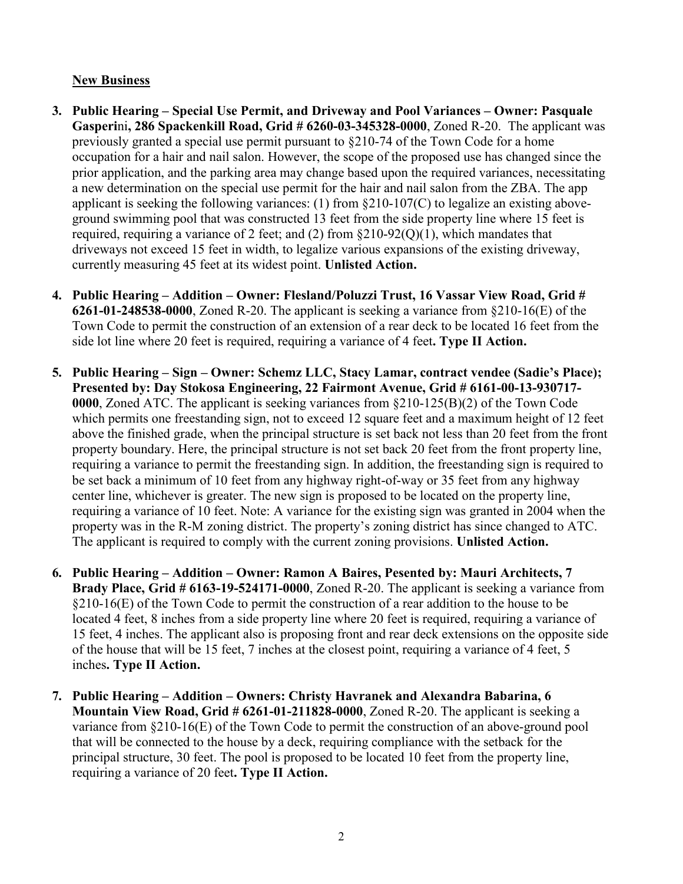**New Business**

3. **Public Hearing – Special Use Permit, and Driveway and Pool Variances – Owner: Pasquale Gasperini, 286 Spackenkill Road, Grid # 6260-03-345328-0000**, Zoned R-20. The applicant was previously granted a special use permit pursuant to §210-74 of the Town Code for a home occupation for a hair and nail salon. However, the scope of the proposed use has changed since the prior application, and the parking area may change based upon the required variances, necessitating a new determination on the special use permit for the hair and nail salon from the ZBA. The app applicant is seeking the following variances: (1) from §210-107(C) to legalize an existing above-ground swimming pool that was constructed 13 feet from the side property line where 15 feet is required, requiring a variance of 2 feet; and (2) from §210-92(Q)(1), which mandates that driveways not exceed 15 feet in width, to legalize various expansions of the existing driveway, currently measuring 45 feet at its widest point. **Unlisted Action.**

4. **Public Hearing – Addition – Owner: Flesland/Poluzzi Trust, 16 Vassar View Road, Grid # 6261-01-248538-0000**, Zoned R-20. The applicant is seeking a variance from §210-16(E) of the Town Code to permit the construction of an extension of a rear deck to be located 16 feet from the side lot line where 20 feet is required, requiring a variance of 4 feet**. Type II Action.**

5. **Public Hearing – Sign – Owner: Schemz LLC, Stacy Lamar, contract vendee (Sadie's Place); Presented by: Day Stokosa Engineering, 22 Fairmont Avenue, Grid # 6161-00-13-930717-0000**, Zoned ATC. The applicant is seeking variances from §210-125(B)(2) of the Town Code which permits one freestanding sign, not to exceed 12 square feet and a maximum height of 12 feet above the finished grade, when the principal structure is set back not less than 20 feet from the front property boundary. Here, the principal structure is not set back 20 feet from the front property line, requiring a variance to permit the freestanding sign. In addition, the freestanding sign is required to be set back a minimum of 10 feet from any highway right-of-way or 35 feet from any highway center line, whichever is greater. The new sign is proposed to be located on the property line, requiring a variance of 10 feet. Note: A variance for the existing sign was granted in 2004 when the property was in the R-M zoning district. The property's zoning district has since changed to ATC. The applicant is required to comply with the current zoning provisions. **Unlisted Action.**

6. **Public Hearing – Addition – Owner: Ramon A Baires, Pesented by: Mauri Architects, 7 Brady Place, Grid # 6163-19-524171-0000**, Zoned R-20. The applicant is seeking a variance from §210-16(E) of the Town Code to permit the construction of a rear addition to the house to be located 4 feet, 8 inches from a side property line where 20 feet is required, requiring a variance of 15 feet, 4 inches. The applicant also is proposing front and rear deck extensions on the opposite side of the house that will be 15 feet, 7 inches at the closest point, requiring a variance of 4 feet, 5 inches**. Type II Action.**

7. **Public Hearing – Addition – Owners: Christy Havranek and Alexandra Babarina, 6 Mountain View Road, Grid # 6261-01-211828-0000**, Zoned R-20. The applicant is seeking a variance from §210-16(E) of the Town Code to permit the construction of an above-ground pool that will be connected to the house by a deck, requiring compliance with the setback for the principal structure, 30 feet. The pool is proposed to be located 10 feet from the property line, requiring a variance of 20 feet**. Type II Action.**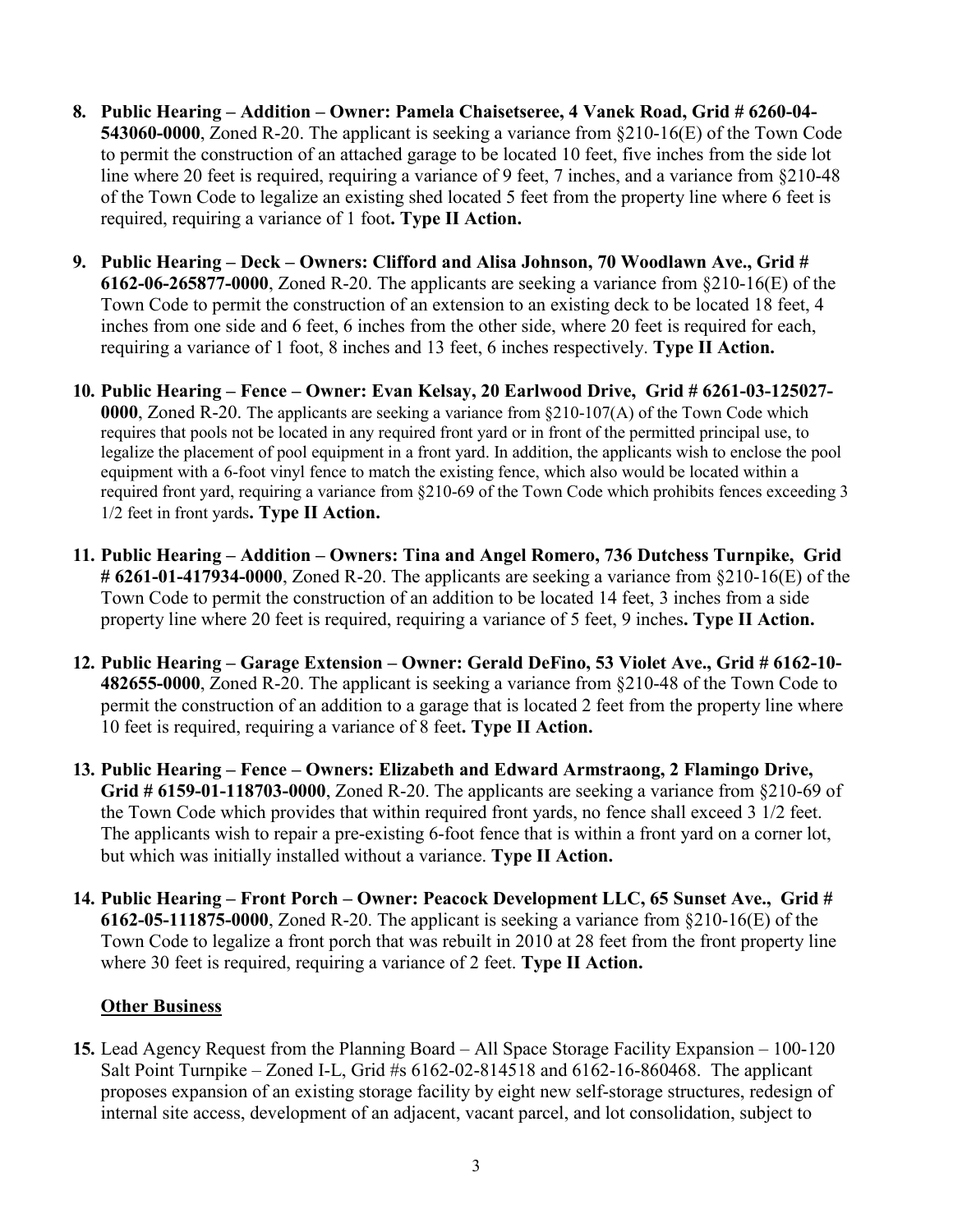8. **Public Hearing – Addition – Owner: Pamela Chaisetseree, 4 Vanek Road, Grid # 6260-04-543060-0000**, Zoned R-20. The applicant is seeking a variance from §210-16(E) of the Town Code to permit the construction of an attached garage to be located 10 feet, five inches from the side lot line where 20 feet is required, requiring a variance of 9 feet, 7 inches, and a variance from §210-48 of the Town Code to legalize an existing shed located 5 feet from the property line where 6 feet is required, requiring a variance of 1 foot**. Type II Action.**

9. **Public Hearing – Deck – Owners: Clifford and Alisa Johnson, 70 Woodlawn Ave., Grid # 6162-06-265877-0000**, Zoned R-20. The applicants are seeking a variance from §210-16(E) of the Town Code to permit the construction of an extension to an existing deck to be located 18 feet, 4 inches from one side and 6 feet, 6 inches from the other side, where 20 feet is required for each, requiring a variance of 1 foot, 8 inches and 13 feet, 6 inches respectively. **Type II Action.**

10. **Public Hearing – Fence – Owner: Evan Kelsay, 20 Earlwood Drive, Grid # 6261-03-125027-0000**, Zoned R-20. The applicants are seeking a variance from §210-107(A) of the Town Code which requires that pools not be located in any required front yard or in front of the permitted principal use, to legalize the placement of pool equipment in a front yard. In addition, the applicants wish to enclose the pool equipment with a 6-foot vinyl fence to match the existing fence, which also would be located within a required front yard, requiring a variance from §210-69 of the Town Code which prohibits fences exceeding 3 1/2 feet in front yards**. Type II Action.**

11. **Public Hearing – Addition – Owners: Tina and Angel Romero, 736 Dutchess Turnpike, Grid # 6261-01-417934-0000**, Zoned R-20. The applicants are seeking a variance from §210-16(E) of the Town Code to permit the construction of an addition to be located 14 feet, 3 inches from a side property line where 20 feet is required, requiring a variance of 5 feet, 9 inches**. Type II Action.**

12. **Public Hearing – Garage Extension – Owner: Gerald DeFino, 53 Violet Ave., Grid # 6162-10-482655-0000**, Zoned R-20. The applicant is seeking a variance from §210-48 of the Town Code to permit the construction of an addition to a garage that is located 2 feet from the property line where 10 feet is required, requiring a variance of 8 feet**. Type II Action.**

13. **Public Hearing – Fence – Owners: Elizabeth and Edward Armstraong, 2 Flamingo Drive, Grid # 6159-01-118703-0000**, Zoned R-20. The applicants are seeking a variance from §210-69 of the Town Code which provides that within required front yards, no fence shall exceed 3 1/2 feet. The applicants wish to repair a pre-existing 6-foot fence that is within a front yard on a corner lot, but which was initially installed without a variance. **Type II Action.**

14. **Public Hearing – Front Porch – Owner: Peacock Development LLC, 65 Sunset Ave., Grid # 6162-05-111875-0000**, Zoned R-20. The applicant is seeking a variance from §210-16(E) of the Town Code to legalize a front porch that was rebuilt in 2010 at 28 feet from the front property line where 30 feet is required, requiring a variance of 2 feet. **Type II Action.**

**<u>Other Business</u>**

15. Lead Agency Request from the Planning Board – All Space Storage Facility Expansion – 100-120 Salt Point Turnpike – Zoned I-L, Grid #s 6162-02-814518 and 6162-16-860468. The applicant proposes expansion of an existing storage facility by eight new self-storage structures, redesign of internal site access, development of an adjacent, vacant parcel, and lot consolidation, subject to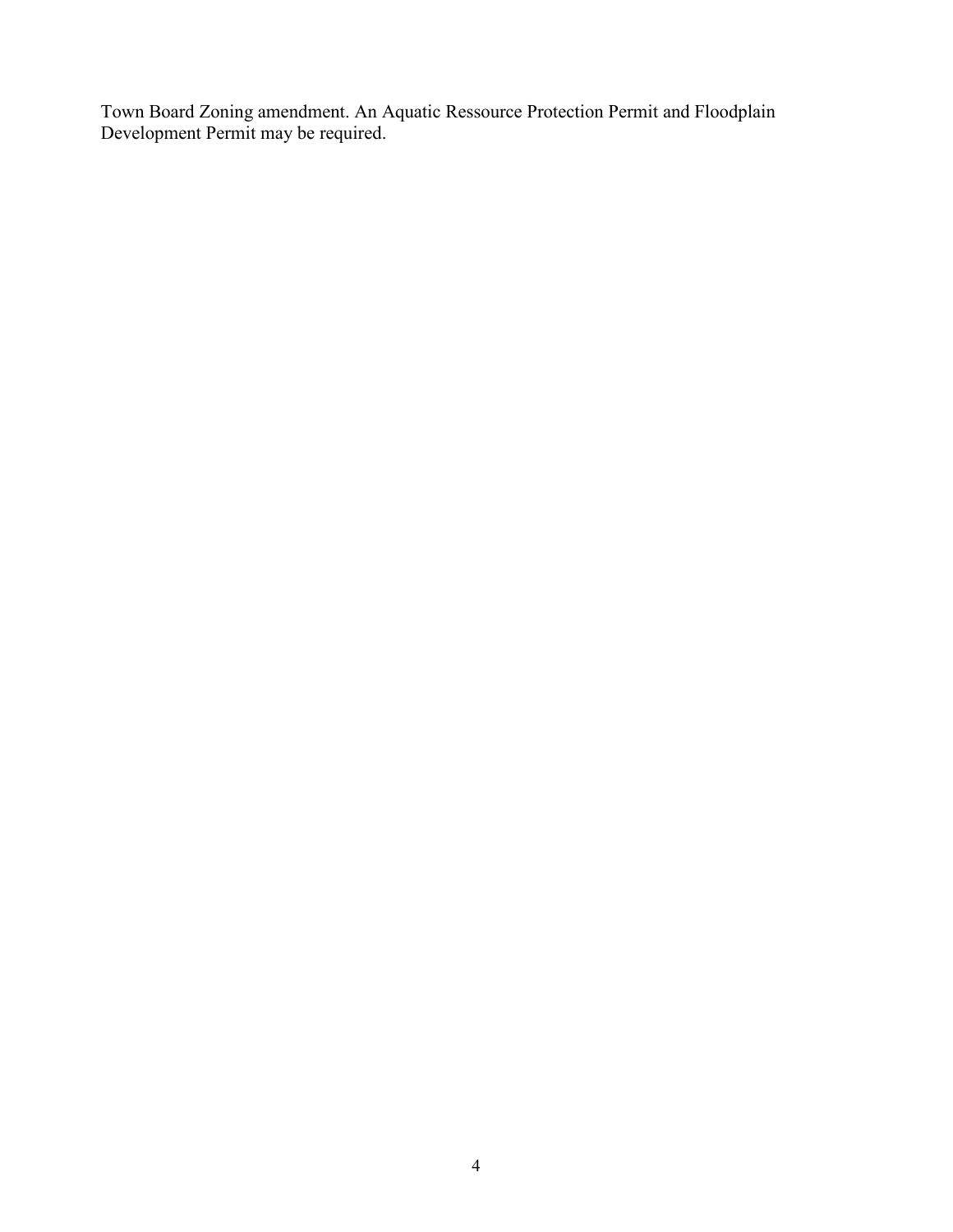Town Board Zoning amendment. An Aquatic Ressource Protection Permit and Floodplain Development Permit may be required.